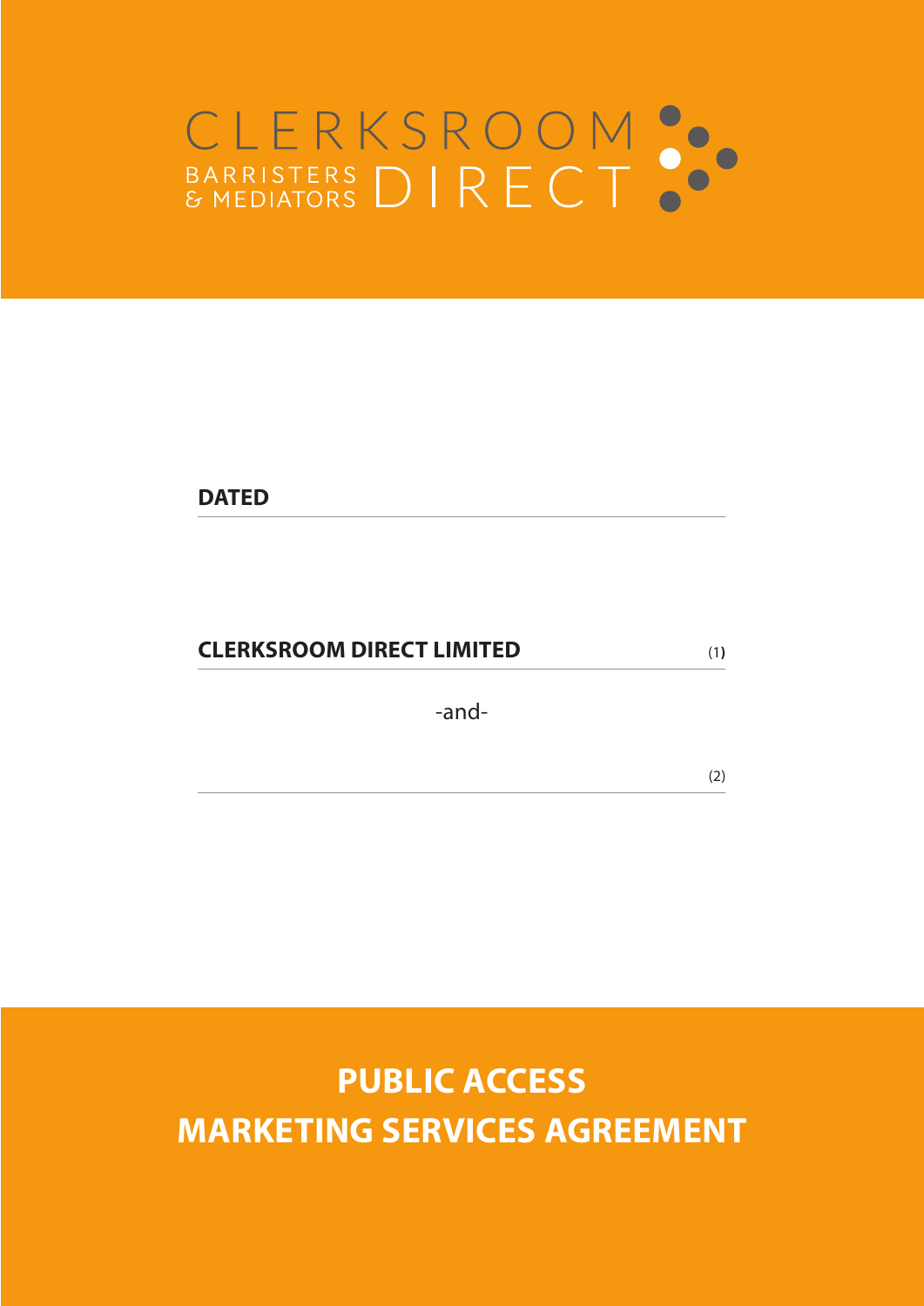CLERKSROOM
BARRISTERS & MEDIATORS DIRECT

**DATED**

**CLERKSROOM DIRECT LIMITED** (1)

-and-

(2)

# PUBLIC ACCESS MARKETING SERVICES AGREEMENT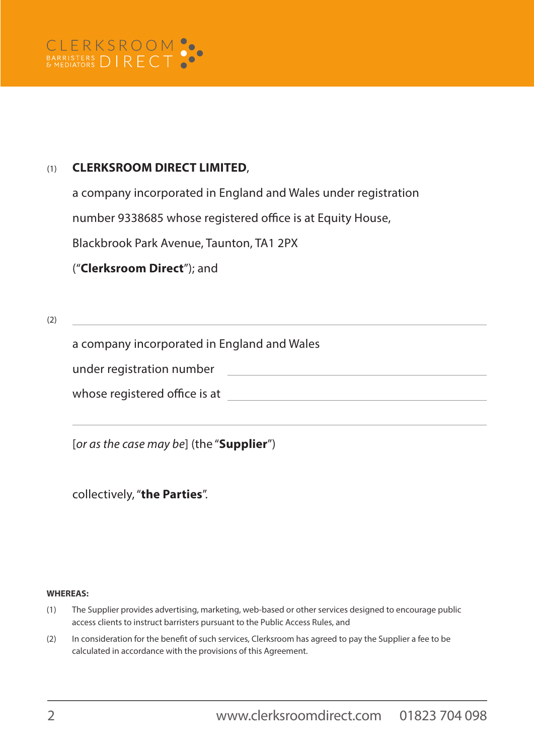(1) **CLERKSROOM DIRECT LIMITED**,

a company incorporated in England and Wales under registration number 9338685 whose registered office is at Equity House, Blackbrook Park Avenue, Taunton, TA1 2PX

("**Clerksroom Direct**"); and

(2) \_\_\_\_\_\_\_\_\_\_\_\_\_\_\_\_\_\_\_\_\_\_\_\_\_\_\_\_\_\_\_\_\_\_\_\_\_\_\_\_

a company incorporated in England and Wales

under registration number \_\_\_\_\_\_\_\_\_\_\_\_\_\_\_\_\_\_\_\_\_\_\_\_\_\_\_\_

whose registered office is at \_\_\_\_\_\_\_\_\_\_\_\_\_\_\_\_\_\_\_\_\_\_\_\_\_\_\_\_

\_\_\_\_\_\_\_\_\_\_\_\_\_\_\_\_\_\_\_\_\_\_\_\_\_\_\_\_\_\_\_\_\_\_\_\_\_\_\_\_

[*or as the case may be*] (the "**Supplier**")

collectively, "**the Parties**".

**WHEREAS:**

(1) The Supplier provides advertising, marketing, web-based or other services designed to encourage public access clients to instruct barristers pursuant to the Public Access Rules, and

(2) In consideration for the benefit of such services, Clerksroom has agreed to pay the Supplier a fee to be calculated in accordance with the provisions of this Agreement.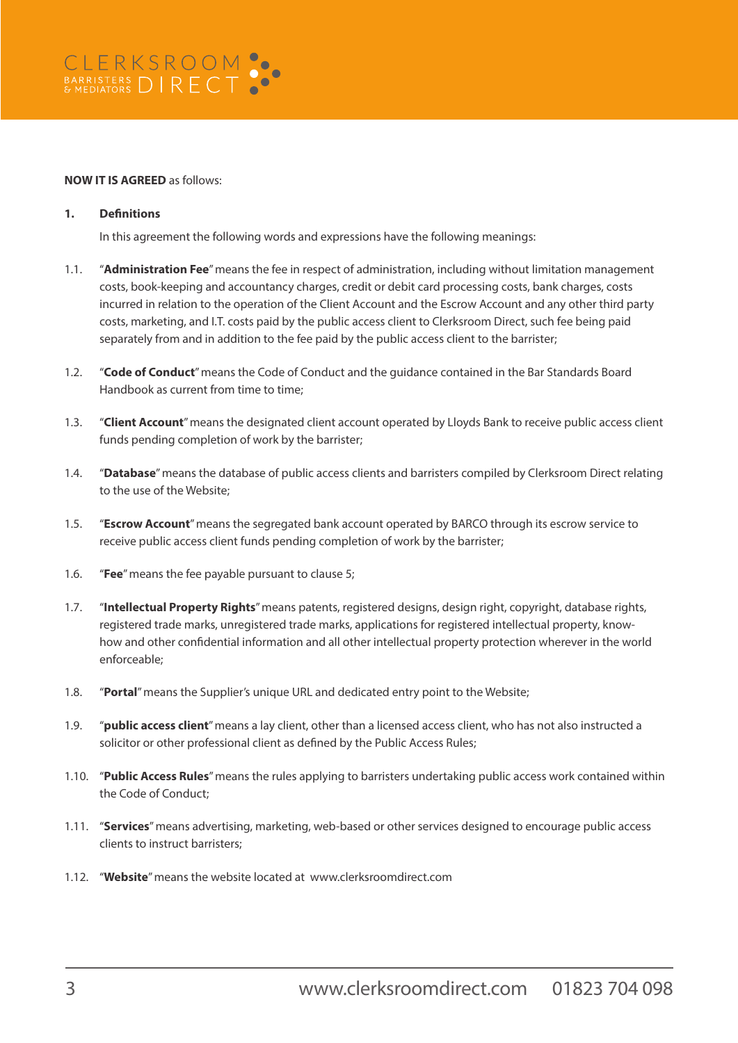**NOW IT IS AGREED** as follows:

**1. Definitions**

In this agreement the following words and expressions have the following meanings:

1.1. "**Administration Fee**" means the fee in respect of administration, including without limitation management costs, book-keeping and accountancy charges, credit or debit card processing costs, bank charges, costs incurred in relation to the operation of the Client Account and the Escrow Account and any other third party costs, marketing, and I.T. costs paid by the public access client to Clerksroom Direct, such fee being paid separately from and in addition to the fee paid by the public access client to the barrister;

1.2. "**Code of Conduct**" means the Code of Conduct and the guidance contained in the Bar Standards Board Handbook as current from time to time;

1.3. "**Client Account**" means the designated client account operated by Lloyds Bank to receive public access client funds pending completion of work by the barrister;

1.4. "**Database**" means the database of public access clients and barristers compiled by Clerksroom Direct relating to the use of the Website;

1.5. "**Escrow Account**" means the segregated bank account operated by BARCO through its escrow service to receive public access client funds pending completion of work by the barrister;

1.6. "**Fee**" means the fee payable pursuant to clause 5;

1.7. "**Intellectual Property Rights**" means patents, registered designs, design right, copyright, database rights, registered trade marks, unregistered trade marks, applications for registered intellectual property, know-how and other confidential information and all other intellectual property protection wherever in the world enforceable;

1.8. "**Portal**" means the Supplier's unique URL and dedicated entry point to the Website;

1.9. "**public access client**" means a lay client, other than a licensed access client, who has not also instructed a solicitor or other professional client as defined by the Public Access Rules;

1.10. "**Public Access Rules**" means the rules applying to barristers undertaking public access work contained within the Code of Conduct;

1.11. "**Services**" means advertising, marketing, web-based or other services designed to encourage public access clients to instruct barristers;

1.12. "**Website**" means the website located at www.clerksroomdirect.com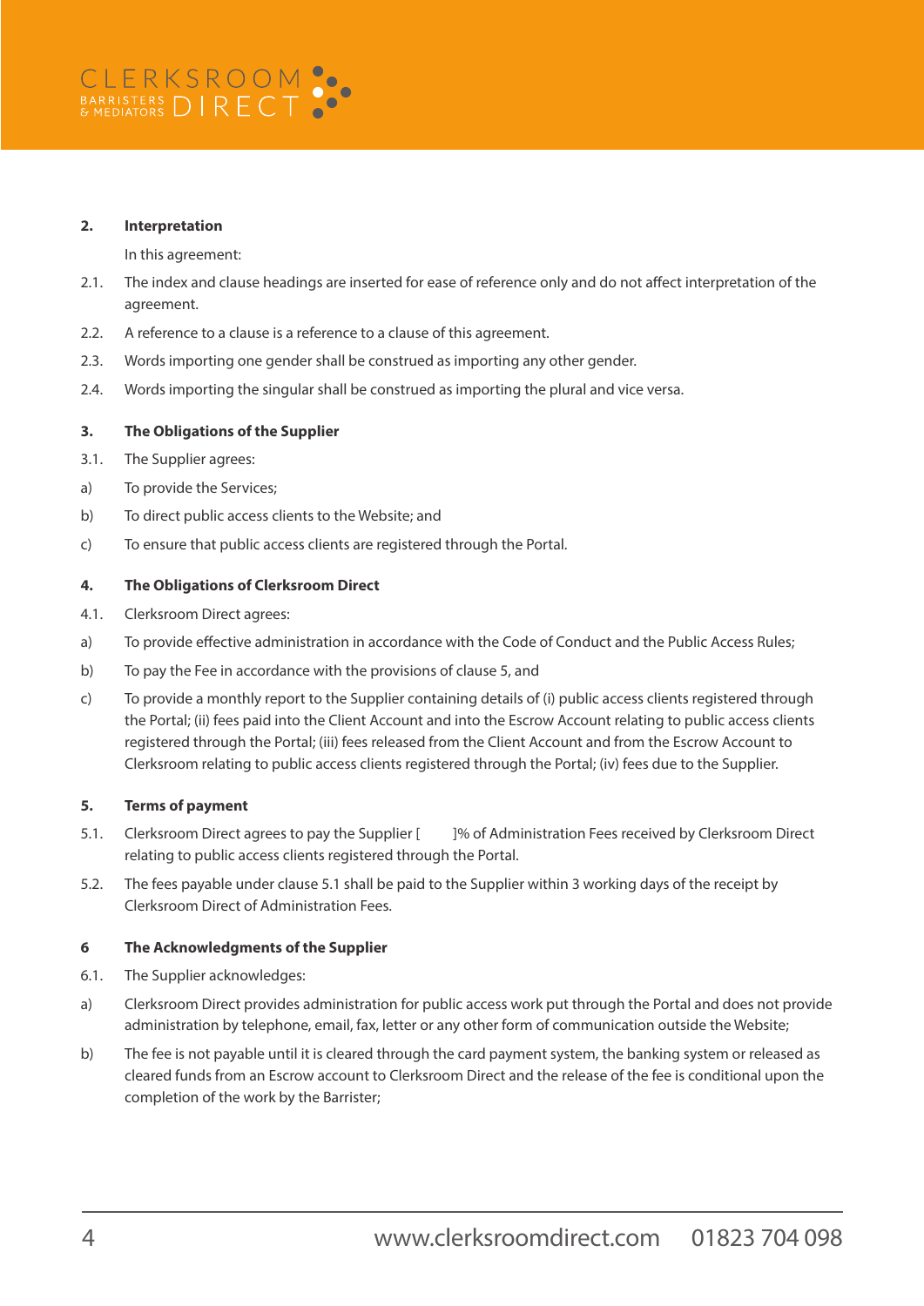## 2. Interpretation

In this agreement:

2.1. The index and clause headings are inserted for ease of reference only and do not affect interpretation of the agreement.

2.2. A reference to a clause is a reference to a clause of this agreement.

2.3. Words importing one gender shall be construed as importing any other gender.

2.4. Words importing the singular shall be construed as importing the plural and vice versa.

## 3. The Obligations of the Supplier

3.1. The Supplier agrees:

a) To provide the Services;

b) To direct public access clients to the Website; and

c) To ensure that public access clients are registered through the Portal.

## 4. The Obligations of Clerksroom Direct

4.1. Clerksroom Direct agrees:

a) To provide effective administration in accordance with the Code of Conduct and the Public Access Rules;

b) To pay the Fee in accordance with the provisions of clause 5, and

c) To provide a monthly report to the Supplier containing details of (i) public access clients registered through the Portal; (ii) fees paid into the Client Account and into the Escrow Account relating to public access clients registered through the Portal; (iii) fees released from the Client Account and from the Escrow Account to Clerksroom relating to public access clients registered through the Portal; (iv) fees due to the Supplier.

## 5. Terms of payment

5.1. Clerksroom Direct agrees to pay the Supplier [ ]% of Administration Fees received by Clerksroom Direct relating to public access clients registered through the Portal.

5.2. The fees payable under clause 5.1 shall be paid to the Supplier within 3 working days of the receipt by Clerksroom Direct of Administration Fees.

## 6 The Acknowledgments of the Supplier

6.1. The Supplier acknowledges:

a) Clerksroom Direct provides administration for public access work put through the Portal and does not provide administration by telephone, email, fax, letter or any other form of communication outside the Website;

b) The fee is not payable until it is cleared through the card payment system, the banking system or released as cleared funds from an Escrow account to Clerksroom Direct and the release of the fee is conditional upon the completion of the work by the Barrister;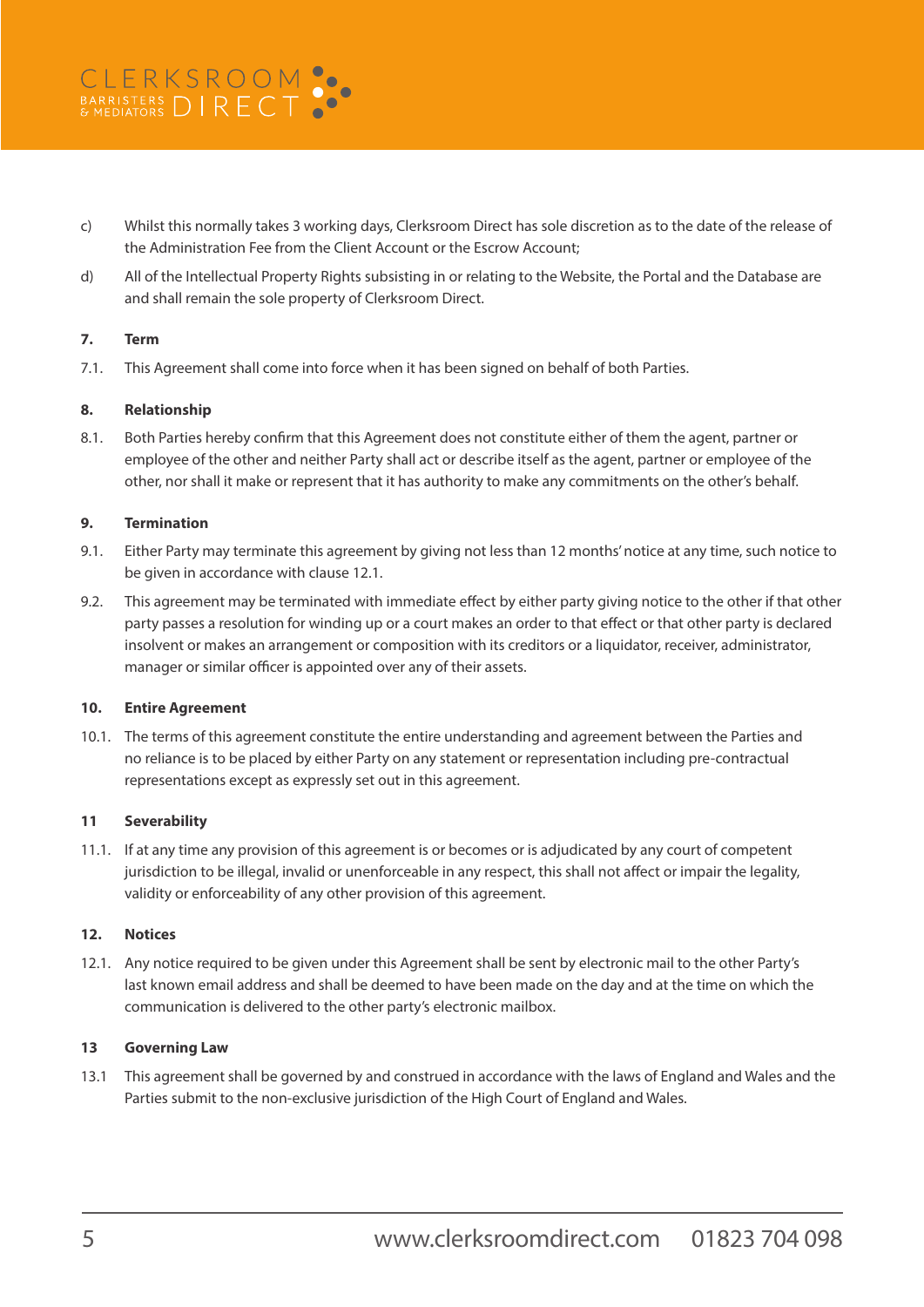c) Whilst this normally takes 3 working days, Clerksroom Direct has sole discretion as to the date of the release of the Administration Fee from the Client Account or the Escrow Account;

d) All of the Intellectual Property Rights subsisting in or relating to the Website, the Portal and the Database are and shall remain the sole property of Clerksroom Direct.

**7. Term**

7.1. This Agreement shall come into force when it has been signed on behalf of both Parties.

**8. Relationship**

8.1. Both Parties hereby confirm that this Agreement does not constitute either of them the agent, partner or employee of the other and neither Party shall act or describe itself as the agent, partner or employee of the other, nor shall it make or represent that it has authority to make any commitments on the other's behalf.

**9. Termination**

9.1. Either Party may terminate this agreement by giving not less than 12 months' notice at any time, such notice to be given in accordance with clause 12.1.

9.2. This agreement may be terminated with immediate effect by either party giving notice to the other if that other party passes a resolution for winding up or a court makes an order to that effect or that other party is declared insolvent or makes an arrangement or composition with its creditors or a liquidator, receiver, administrator, manager or similar officer is appointed over any of their assets.

**10. Entire Agreement**

10.1. The terms of this agreement constitute the entire understanding and agreement between the Parties and no reliance is to be placed by either Party on any statement or representation including pre-contractual representations except as expressly set out in this agreement.

**11 Severability**

11.1. If at any time any provision of this agreement is or becomes or is adjudicated by any court of competent jurisdiction to be illegal, invalid or unenforceable in any respect, this shall not affect or impair the legality, validity or enforceability of any other provision of this agreement.

**12. Notices**

12.1. Any notice required to be given under this Agreement shall be sent by electronic mail to the other Party's last known email address and shall be deemed to have been made on the day and at the time on which the communication is delivered to the other party's electronic mailbox.

**13 Governing Law**

13.1 This agreement shall be governed by and construed in accordance with the laws of England and Wales and the Parties submit to the non-exclusive jurisdiction of the High Court of England and Wales.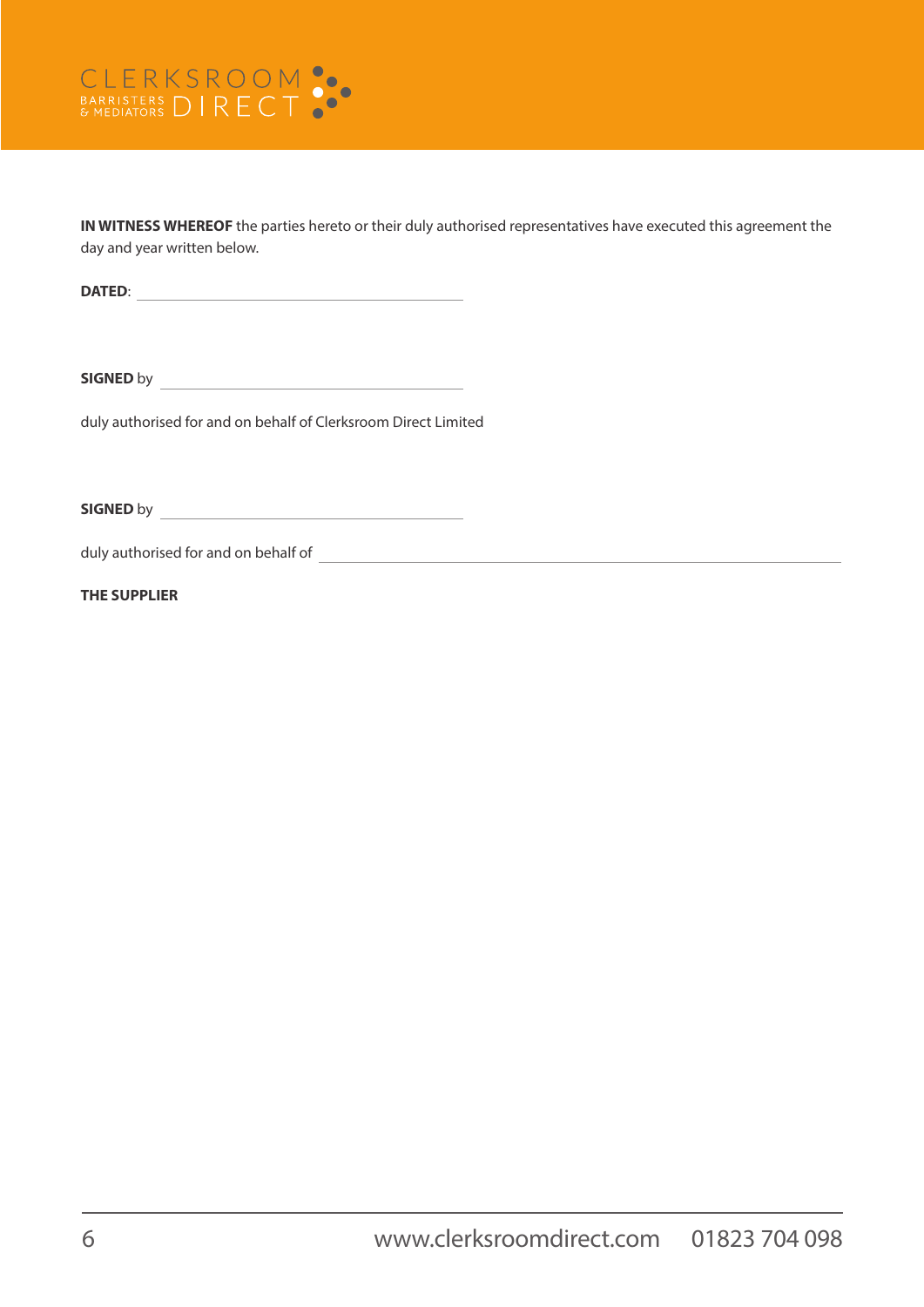**IN WITNESS WHEREOF** the parties hereto or their duly authorised representatives have executed this agreement the day and year written below.

**DATED**: ______________________________

**SIGNED** by ______________________________

duly authorised for and on behalf of Clerksroom Direct Limited

**SIGNED** by ______________________________

duly authorised for and on behalf of ______________________________

**THE SUPPLIER**